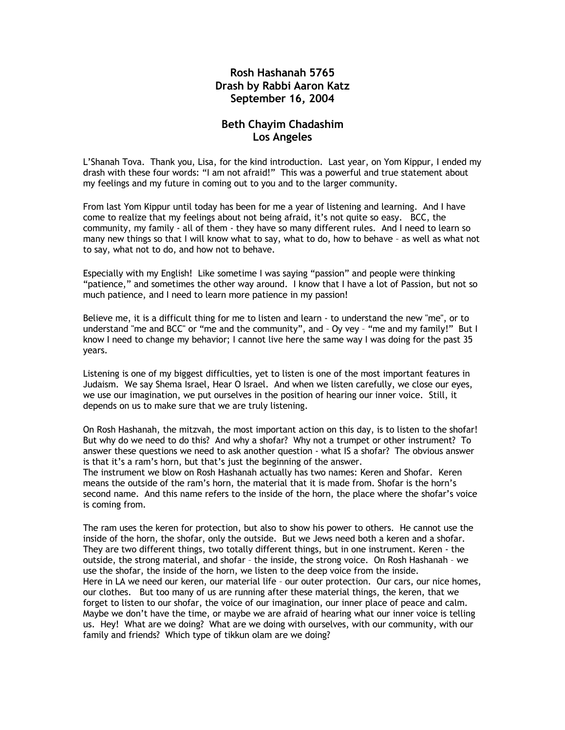# Rosh Hashanah 5765
# Drash by Rabbi Aaron Katz
# September 16, 2004

## Beth Chayim Chadashim
## Los Angeles

L'Shanah Tova. Thank you, Lisa, for the kind introduction. Last year, on Yom Kippur, I ended my drash with these four words: "I am not afraid!" This was a powerful and true statement about my feelings and my future in coming out to you and to the larger community.

From last Yom Kippur until today has been for me a year of listening and learning. And I have come to realize that my feelings about not being afraid, it's not quite so easy. BCC, the community, my family - all of them - they have so many different rules. And I need to learn so many new things so that I will know what to say, what to do, how to behave – as well as what not to say, what not to do, and how not to behave.

Especially with my English! Like sometime I was saying "passion" and people were thinking "patience," and sometimes the other way around. I know that I have a lot of Passion, but not so much patience, and I need to learn more patience in my passion!

Believe me, it is a difficult thing for me to listen and learn - to understand the new "me", or to understand "me and BCC" or "me and the community", and – Oy vey – "me and my family!" But I know I need to change my behavior; I cannot live here the same way I was doing for the past 35 years.

Listening is one of my biggest difficulties, yet to listen is one of the most important features in Judaism. We say Shema Israel, Hear O Israel. And when we listen carefully, we close our eyes, we use our imagination, we put ourselves in the position of hearing our inner voice. Still, it depends on us to make sure that we are truly listening.

On Rosh Hashanah, the mitzvah, the most important action on this day, is to listen to the shofar! But why do we need to do this? And why a shofar? Why not a trumpet or other instrument? To answer these questions we need to ask another question - what IS a shofar? The obvious answer is that it's a ram's horn, but that's just the beginning of the answer.
The instrument we blow on Rosh Hashanah actually has two names: Keren and Shofar. Keren means the outside of the ram's horn, the material that it is made from. Shofar is the horn's second name. And this name refers to the inside of the horn, the place where the shofar's voice is coming from.

The ram uses the keren for protection, but also to show his power to others. He cannot use the inside of the horn, the shofar, only the outside. But we Jews need both a keren and a shofar. They are two different things, two totally different things, but in one instrument. Keren - the outside, the strong material, and shofar – the inside, the strong voice. On Rosh Hashanah – we use the shofar, the inside of the horn, we listen to the deep voice from the inside.
Here in LA we need our keren, our material life – our outer protection. Our cars, our nice homes, our clothes. But too many of us are running after these material things, the keren, that we forget to listen to our shofar, the voice of our imagination, our inner place of peace and calm. Maybe we don't have the time, or maybe we are afraid of hearing what our inner voice is telling us. Hey! What are we doing? What are we doing with ourselves, with our community, with our family and friends? Which type of tikkun olam are we doing?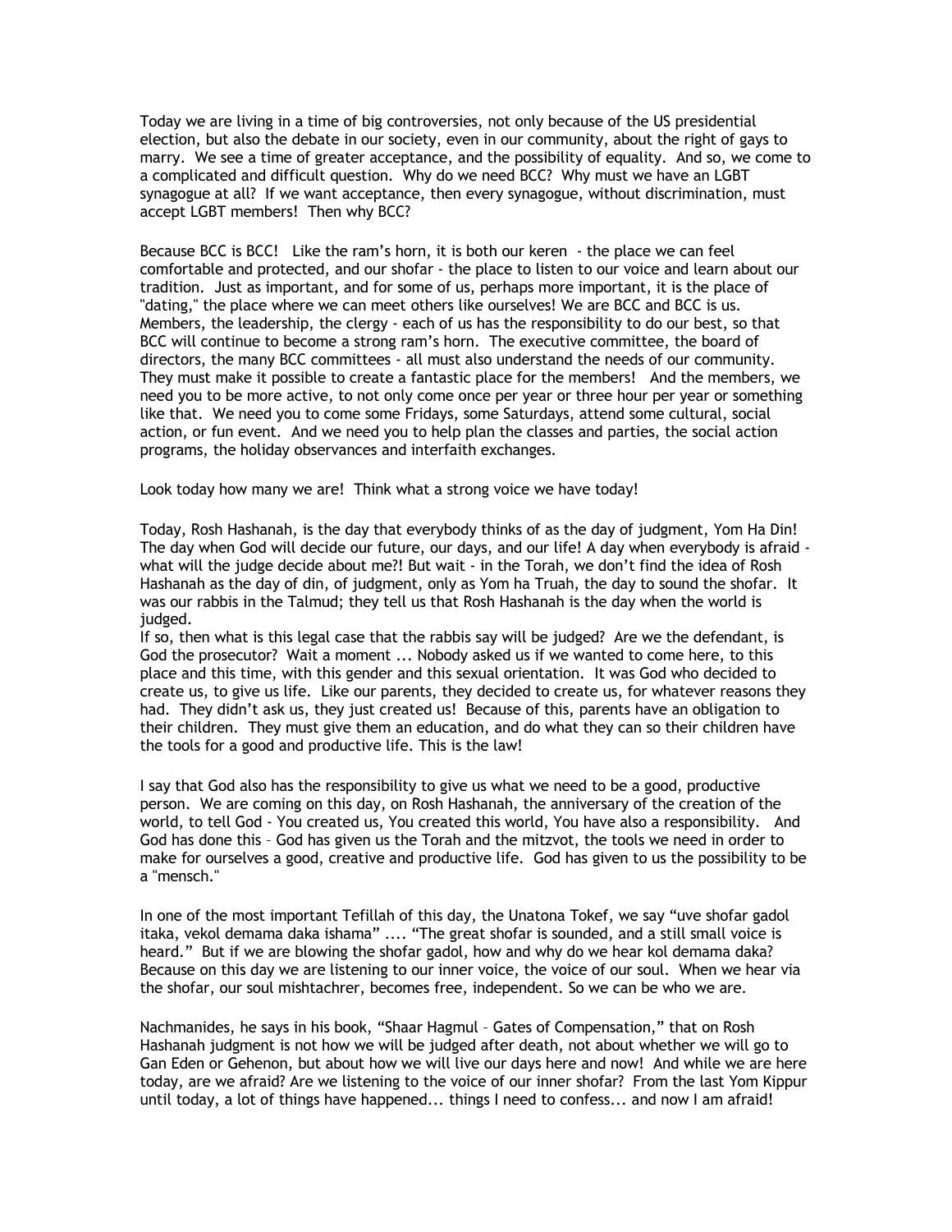Today we are living in a time of big controversies, not only because of the US presidential election, but also the debate in our society, even in our community, about the right of gays to marry. We see a time of greater acceptance, and the possibility of equality. And so, we come to a complicated and difficult question. Why do we need BCC? Why must we have an LGBT synagogue at all? If we want acceptance, then every synagogue, without discrimination, must accept LGBT members! Then why BCC?

Because BCC is BCC! Like the ram's horn, it is both our keren - the place we can feel comfortable and protected, and our shofar - the place to listen to our voice and learn about our tradition. Just as important, and for some of us, perhaps more important, it is the place of "dating," the place where we can meet others like ourselves! We are BCC and BCC is us. Members, the leadership, the clergy - each of us has the responsibility to do our best, so that BCC will continue to become a strong ram's horn. The executive committee, the board of directors, the many BCC committees - all must also understand the needs of our community. They must make it possible to create a fantastic place for the members! And the members, we need you to be more active, to not only come once per year or three hour per year or something like that. We need you to come some Fridays, some Saturdays, attend some cultural, social action, or fun event. And we need you to help plan the classes and parties, the social action programs, the holiday observances and interfaith exchanges.

Look today how many we are! Think what a strong voice we have today!

Today, Rosh Hashanah, is the day that everybody thinks of as the day of judgment, Yom Ha Din! The day when God will decide our future, our days, and our life! A day when everybody is afraid - what will the judge decide about me?! But wait - in the Torah, we don't find the idea of Rosh Hashanah as the day of din, of judgment, only as Yom ha Truah, the day to sound the shofar. It was our rabbis in the Talmud; they tell us that Rosh Hashanah is the day when the world is judged.
If so, then what is this legal case that the rabbis say will be judged? Are we the defendant, is God the prosecutor? Wait a moment ... Nobody asked us if we wanted to come here, to this place and this time, with this gender and this sexual orientation. It was God who decided to create us, to give us life. Like our parents, they decided to create us, for whatever reasons they had. They didn't ask us, they just created us! Because of this, parents have an obligation to their children. They must give them an education, and do what they can so their children have the tools for a good and productive life. This is the law!

I say that God also has the responsibility to give us what we need to be a good, productive person. We are coming on this day, on Rosh Hashanah, the anniversary of the creation of the world, to tell God - You created us, You created this world, You have also a responsibility. And God has done this – God has given us the Torah and the mitzvot, the tools we need in order to make for ourselves a good, creative and productive life. God has given to us the possibility to be a "mensch."

In one of the most important Tefillah of this day, the Unatona Tokef, we say "uve shofar gadol itaka, vekol demama daka ishama" .... "The great shofar is sounded, and a still small voice is heard." But if we are blowing the shofar gadol, how and why do we hear kol demama daka? Because on this day we are listening to our inner voice, the voice of our soul. When we hear via the shofar, our soul mishtachrer, becomes free, independent. So we can be who we are.

Nachmanides, he says in his book, "Shaar Hagmul – Gates of Compensation," that on Rosh Hashanah judgment is not how we will be judged after death, not about whether we will go to Gan Eden or Gehenon, but about how we will live our days here and now! And while we are here today, are we afraid? Are we listening to the voice of our inner shofar? From the last Yom Kippur until today, a lot of things have happened... things I need to confess... and now I am afraid!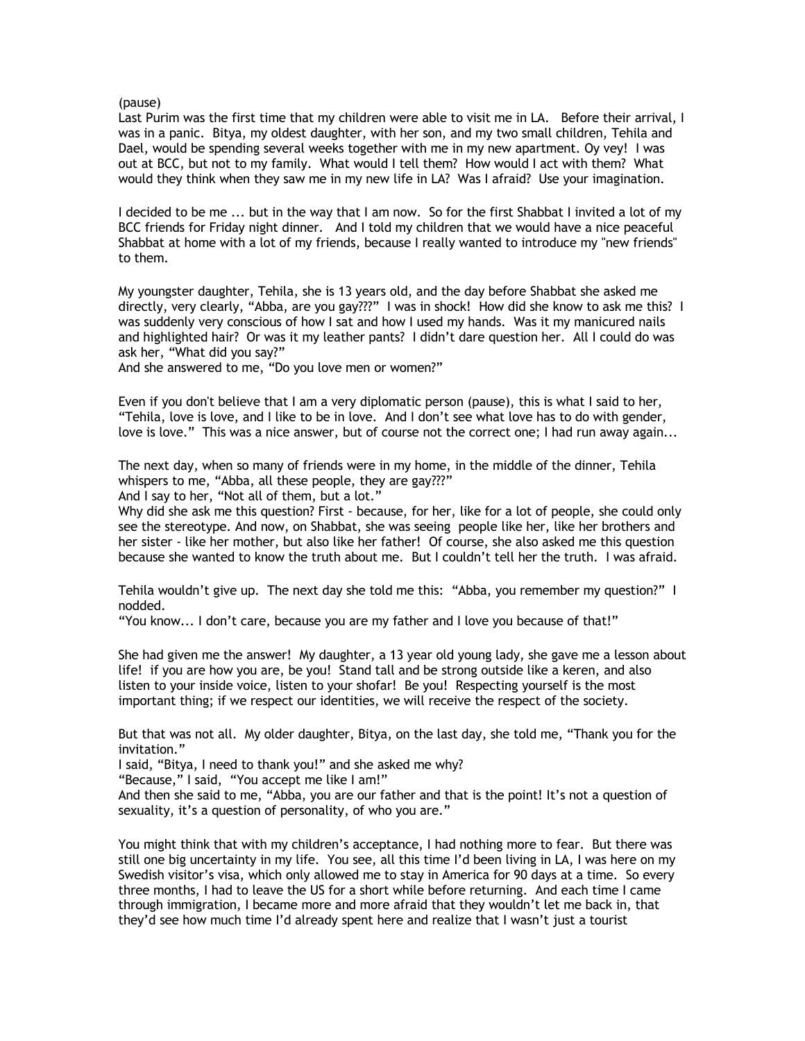(pause)
Last Purim was the first time that my children were able to visit me in LA. Before their arrival, I was in a panic. Bitya, my oldest daughter, with her son, and my two small children, Tehila and Dael, would be spending several weeks together with me in my new apartment. Oy vey! I was out at BCC, but not to my family. What would I tell them? How would I act with them? What would they think when they saw me in my new life in LA? Was I afraid? Use your imagination.

I decided to be me ... but in the way that I am now. So for the first Shabbat I invited a lot of my BCC friends for Friday night dinner. And I told my children that we would have a nice peaceful Shabbat at home with a lot of my friends, because I really wanted to introduce my "new friends" to them.

My youngster daughter, Tehila, she is 13 years old, and the day before Shabbat she asked me directly, very clearly, "Abba, are you gay???" I was in shock! How did she know to ask me this? I was suddenly very conscious of how I sat and how I used my hands. Was it my manicured nails and highlighted hair? Or was it my leather pants? I didn't dare question her. All I could do was ask her, "What did you say?"
And she answered to me, "Do you love men or women?"

Even if you don't believe that I am a very diplomatic person (pause), this is what I said to her, "Tehila, love is love, and I like to be in love. And I don't see what love has to do with gender, love is love." This was a nice answer, but of course not the correct one; I had run away again...

The next day, when so many of friends were in my home, in the middle of the dinner, Tehila whispers to me, "Abba, all these people, they are gay???"
And I say to her, "Not all of them, but a lot."
Why did she ask me this question? First - because, for her, like for a lot of people, she could only see the stereotype. And now, on Shabbat, she was seeing people like her, like her brothers and her sister - like her mother, but also like her father! Of course, she also asked me this question because she wanted to know the truth about me. But I couldn't tell her the truth. I was afraid.

Tehila wouldn't give up. The next day she told me this: "Abba, you remember my question?" I nodded.
"You know... I don't care, because you are my father and I love you because of that!"

She had given me the answer! My daughter, a 13 year old young lady, she gave me a lesson about life! if you are how you are, be you! Stand tall and be strong outside like a keren, and also listen to your inside voice, listen to your shofar! Be you! Respecting yourself is the most important thing; if we respect our identities, we will receive the respect of the society.

But that was not all. My older daughter, Bitya, on the last day, she told me, "Thank you for the invitation."
I said, "Bitya, I need to thank you!" and she asked me why?
"Because," I said, "You accept me like I am!"
And then she said to me, "Abba, you are our father and that is the point! It's not a question of sexuality, it's a question of personality, of who you are."

You might think that with my children's acceptance, I had nothing more to fear. But there was still one big uncertainty in my life. You see, all this time I'd been living in LA, I was here on my Swedish visitor's visa, which only allowed me to stay in America for 90 days at a time. So every three months, I had to leave the US for a short while before returning. And each time I came through immigration, I became more and more afraid that they wouldn't let me back in, that they'd see how much time I'd already spent here and realize that I wasn't just a tourist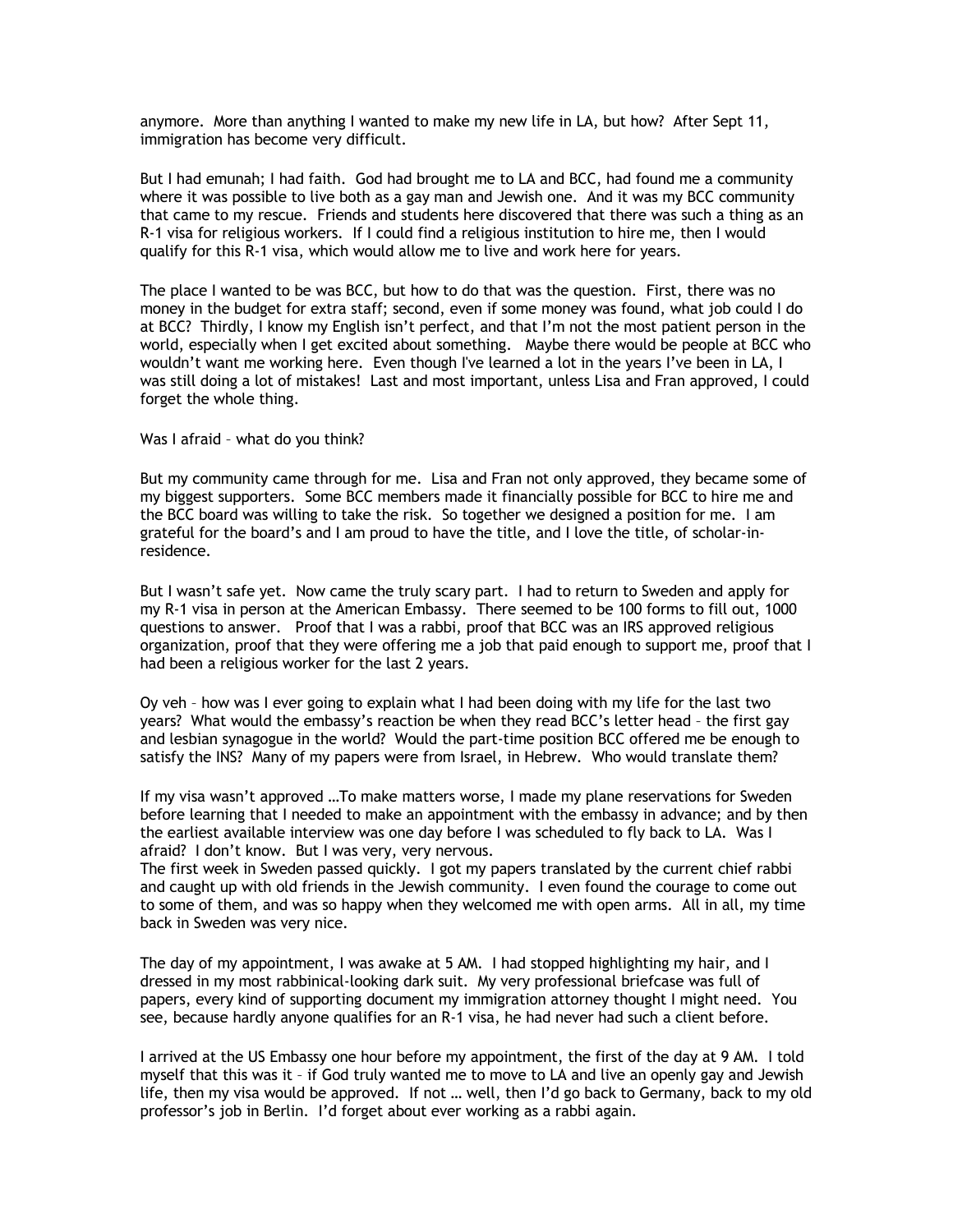anymore. More than anything I wanted to make my new life in LA, but how? After Sept 11, immigration has become very difficult.

But I had emunah; I had faith. God had brought me to LA and BCC, had found me a community where it was possible to live both as a gay man and Jewish one. And it was my BCC community that came to my rescue. Friends and students here discovered that there was such a thing as an R-1 visa for religious workers. If I could find a religious institution to hire me, then I would qualify for this R-1 visa, which would allow me to live and work here for years.

The place I wanted to be was BCC, but how to do that was the question. First, there was no money in the budget for extra staff; second, even if some money was found, what job could I do at BCC? Thirdly, I know my English isn't perfect, and that I'm not the most patient person in the world, especially when I get excited about something. Maybe there would be people at BCC who wouldn't want me working here. Even though I've learned a lot in the years I've been in LA, I was still doing a lot of mistakes! Last and most important, unless Lisa and Fran approved, I could forget the whole thing.

Was I afraid – what do you think?

But my community came through for me. Lisa and Fran not only approved, they became some of my biggest supporters. Some BCC members made it financially possible for BCC to hire me and the BCC board was willing to take the risk. So together we designed a position for me. I am grateful for the board's and I am proud to have the title, and I love the title, of scholar-in-residence.

But I wasn't safe yet. Now came the truly scary part. I had to return to Sweden and apply for my R-1 visa in person at the American Embassy. There seemed to be 100 forms to fill out, 1000 questions to answer. Proof that I was a rabbi, proof that BCC was an IRS approved religious organization, proof that they were offering me a job that paid enough to support me, proof that I had been a religious worker for the last 2 years.

Oy veh – how was I ever going to explain what I had been doing with my life for the last two years? What would the embassy's reaction be when they read BCC's letter head – the first gay and lesbian synagogue in the world? Would the part-time position BCC offered me be enough to satisfy the INS? Many of my papers were from Israel, in Hebrew. Who would translate them?

If my visa wasn't approved …To make matters worse, I made my plane reservations for Sweden before learning that I needed to make an appointment with the embassy in advance; and by then the earliest available interview was one day before I was scheduled to fly back to LA. Was I afraid? I don't know. But I was very, very nervous.

The first week in Sweden passed quickly. I got my papers translated by the current chief rabbi and caught up with old friends in the Jewish community. I even found the courage to come out to some of them, and was so happy when they welcomed me with open arms. All in all, my time back in Sweden was very nice.

The day of my appointment, I was awake at 5 AM. I had stopped highlighting my hair, and I dressed in my most rabbinical-looking dark suit. My very professional briefcase was full of papers, every kind of supporting document my immigration attorney thought I might need. You see, because hardly anyone qualifies for an R-1 visa, he had never had such a client before.

I arrived at the US Embassy one hour before my appointment, the first of the day at 9 AM. I told myself that this was it – if God truly wanted me to move to LA and live an openly gay and Jewish life, then my visa would be approved. If not … well, then I'd go back to Germany, back to my old professor's job in Berlin. I'd forget about ever working as a rabbi again.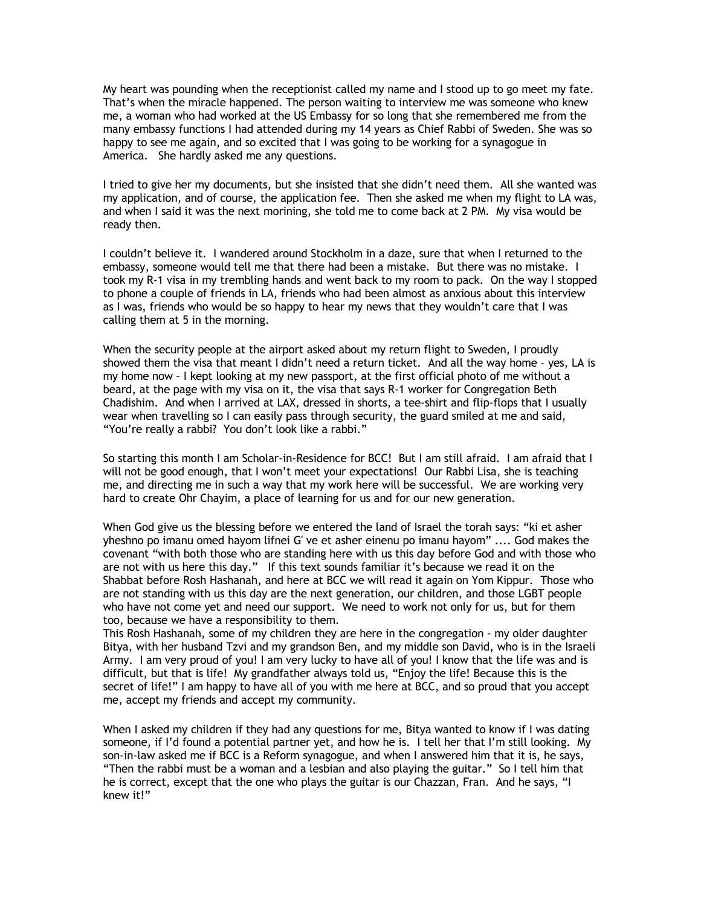My heart was pounding when the receptionist called my name and I stood up to go meet my fate. That's when the miracle happened. The person waiting to interview me was someone who knew me, a woman who had worked at the US Embassy for so long that she remembered me from the many embassy functions I had attended during my 14 years as Chief Rabbi of Sweden. She was so happy to see me again, and so excited that I was going to be working for a synagogue in America. She hardly asked me any questions.

I tried to give her my documents, but she insisted that she didn't need them. All she wanted was my application, and of course, the application fee. Then she asked me when my flight to LA was, and when I said it was the next morining, she told me to come back at 2 PM. My visa would be ready then.

I couldn't believe it. I wandered around Stockholm in a daze, sure that when I returned to the embassy, someone would tell me that there had been a mistake. But there was no mistake. I took my R-1 visa in my trembling hands and went back to my room to pack. On the way I stopped to phone a couple of friends in LA, friends who had been almost as anxious about this interview as I was, friends who would be so happy to hear my news that they wouldn't care that I was calling them at 5 in the morning.

When the security people at the airport asked about my return flight to Sweden, I proudly showed them the visa that meant I didn't need a return ticket. And all the way home – yes, LA is my home now – I kept looking at my new passport, at the first official photo of me without a beard, at the page with my visa on it, the visa that says R-1 worker for Congregation Beth Chadishim. And when I arrived at LAX, dressed in shorts, a tee-shirt and flip-flops that I usually wear when travelling so I can easily pass through security, the guard smiled at me and said, "You're really a rabbi? You don't look like a rabbi."

So starting this month I am Scholar-in-Residence for BCC! But I am still afraid. I am afraid that I will not be good enough, that I won't meet your expectations! Our Rabbi Lisa, she is teaching me, and directing me in such a way that my work here will be successful. We are working very hard to create Ohr Chayim, a place of learning for us and for our new generation.

When God give us the blessing before we entered the land of Israel the torah says: "ki et asher yheshno po imanu omed hayom lifnei G' ve et asher einenu po imanu hayom" .... God makes the covenant "with both those who are standing here with us this day before God and with those who are not with us here this day." If this text sounds familiar it's because we read it on the Shabbat before Rosh Hashanah, and here at BCC we will read it again on Yom Kippur. Those who are not standing with us this day are the next generation, our children, and those LGBT people who have not come yet and need our support. We need to work not only for us, but for them too, because we have a responsibility to them.
This Rosh Hashanah, some of my children they are here in the congregation - my older daughter Bitya, with her husband Tzvi and my grandson Ben, and my middle son David, who is in the Israeli Army. I am very proud of you! I am very lucky to have all of you! I know that the life was and is difficult, but that is life! My grandfather always told us, "Enjoy the life! Because this is the secret of life!" I am happy to have all of you with me here at BCC, and so proud that you accept me, accept my friends and accept my community.

When I asked my children if they had any questions for me, Bitya wanted to know if I was dating someone, if I'd found a potential partner yet, and how he is. I tell her that I'm still looking. My son-in-law asked me if BCC is a Reform synagogue, and when I answered him that it is, he says, "Then the rabbi must be a woman and a lesbian and also playing the guitar." So I tell him that he is correct, except that the one who plays the guitar is our Chazzan, Fran. And he says, "I knew it!"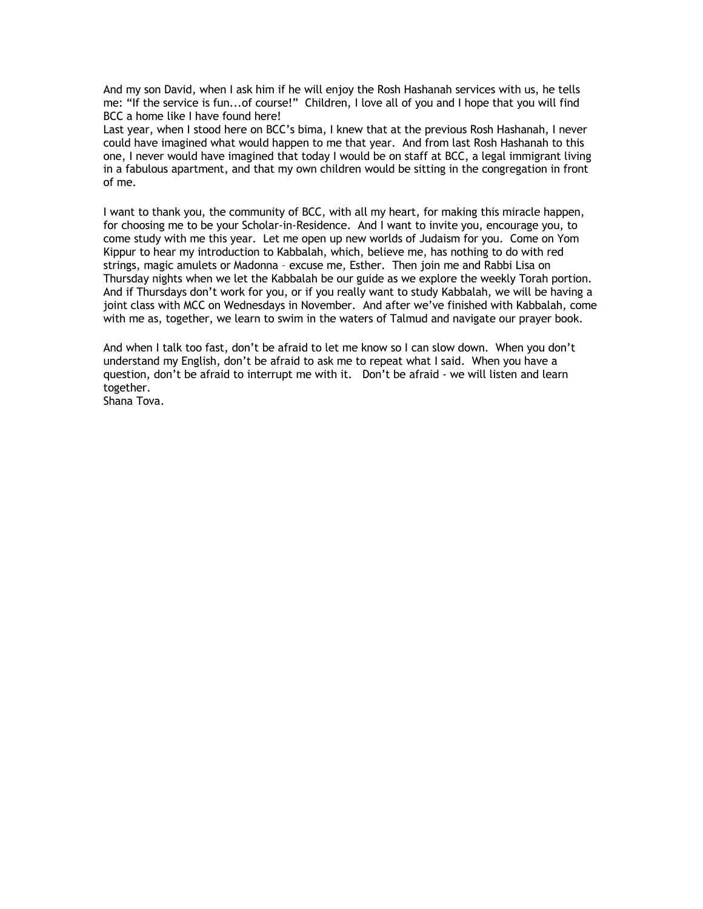And my son David, when I ask him if he will enjoy the Rosh Hashanah services with us, he tells me: "If the service is fun...of course!" Children, I love all of you and I hope that you will find BCC a home like I have found here!

Last year, when I stood here on BCC's bima, I knew that at the previous Rosh Hashanah, I never could have imagined what would happen to me that year. And from last Rosh Hashanah to this one, I never would have imagined that today I would be on staff at BCC, a legal immigrant living in a fabulous apartment, and that my own children would be sitting in the congregation in front of me.

I want to thank you, the community of BCC, with all my heart, for making this miracle happen, for choosing me to be your Scholar-in-Residence. And I want to invite you, encourage you, to come study with me this year. Let me open up new worlds of Judaism for you. Come on Yom Kippur to hear my introduction to Kabbalah, which, believe me, has nothing to do with red strings, magic amulets or Madonna – excuse me, Esther. Then join me and Rabbi Lisa on Thursday nights when we let the Kabbalah be our guide as we explore the weekly Torah portion. And if Thursdays don't work for you, or if you really want to study Kabbalah, we will be having a joint class with MCC on Wednesdays in November. And after we've finished with Kabbalah, come with me as, together, we learn to swim in the waters of Talmud and navigate our prayer book.

And when I talk too fast, don't be afraid to let me know so I can slow down. When you don't understand my English, don't be afraid to ask me to repeat what I said. When you have a question, don't be afraid to interrupt me with it. Don't be afraid - we will listen and learn together.

Shana Tova.